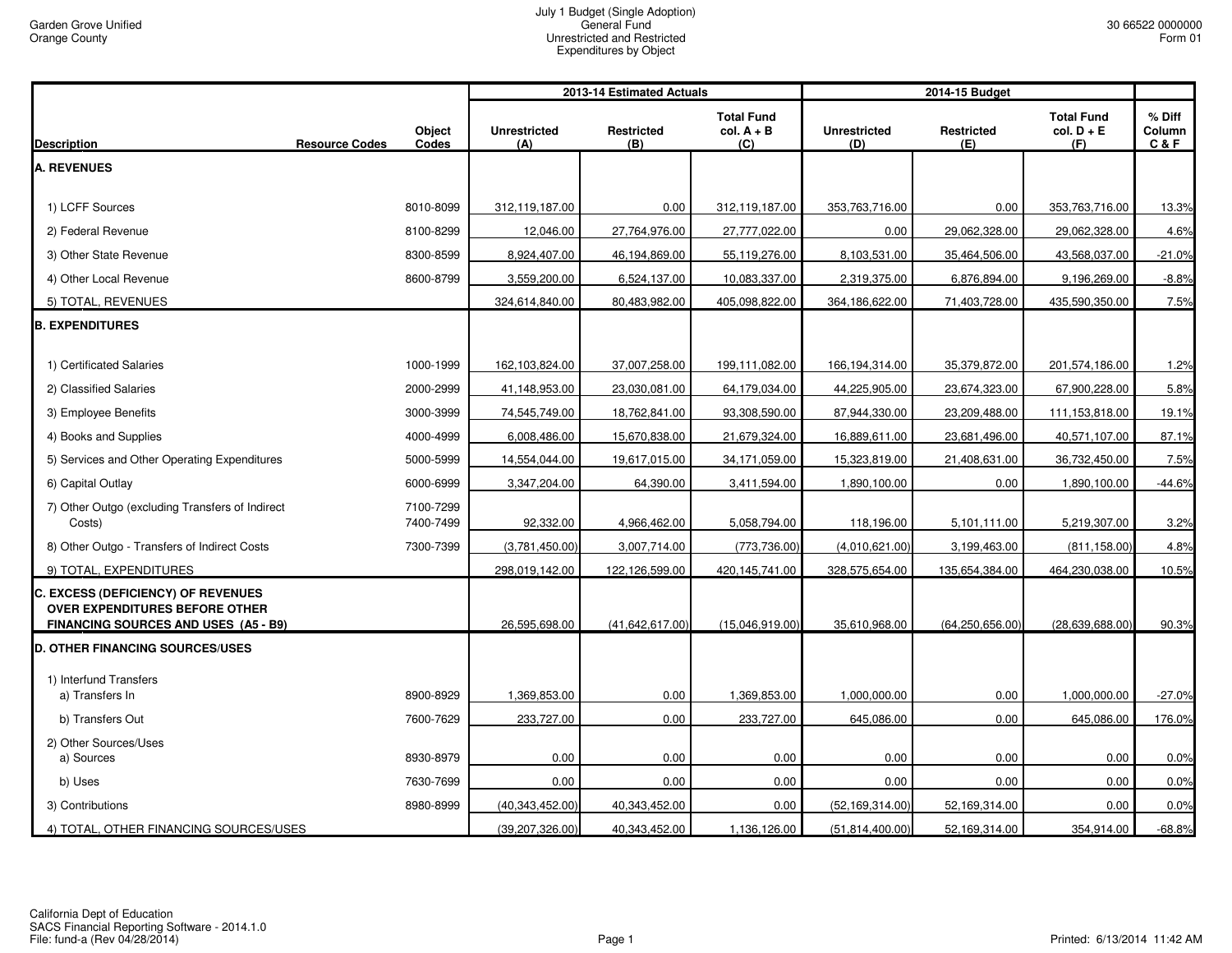Garden Grove Unified
Orange County

July 1 Budget (Single Adoption)
General Fund
Unrestricted and Restricted
Expenditures by Object

30 66522 0000000
Form 01

| Description | Resource Codes | Object Codes | 2013-14 Estimated Actuals Unrestricted (A) | Restricted (B) | Total Fund col. A + B (C) | 2014-15 Budget Unrestricted (D) | Restricted (E) | Total Fund col. D + E (F) | % Diff Column C & F |
|---|---|---|---|---|---|---|---|---|---|
| **A. REVENUES** | | | | | | | | | |
| 1) LCFF Sources | | 8010-8099 | 312,119,187.00 | 0.00 | 312,119,187.00 | 353,763,716.00 | 0.00 | 353,763,716.00 | 13.3% |
| 2) Federal Revenue | | 8100-8299 | 12,046.00 | 27,764,976.00 | 27,777,022.00 | 0.00 | 29,062,328.00 | 29,062,328.00 | 4.6% |
| 3) Other State Revenue | | 8300-8599 | 8,924,407.00 | 46,194,869.00 | 55,119,276.00 | 8,103,531.00 | 35,464,506.00 | 43,568,037.00 | -21.0% |
| 4) Other Local Revenue | | 8600-8799 | 3,559,200.00 | 6,524,137.00 | 10,083,337.00 | 2,319,375.00 | 6,876,894.00 | 9,196,269.00 | -8.8% |
| 5) TOTAL, REVENUES | | | 324,614,840.00 | 80,483,982.00 | 405,098,822.00 | 364,186,622.00 | 71,403,728.00 | 435,590,350.00 | 7.5% |
| **B. EXPENDITURES** | | | | | | | | | |
| 1) Certificated Salaries | | 1000-1999 | 162,103,824.00 | 37,007,258.00 | 199,111,082.00 | 166,194,314.00 | 35,379,872.00 | 201,574,186.00 | 1.2% |
| 2) Classified Salaries | | 2000-2999 | 41,148,953.00 | 23,030,081.00 | 64,179,034.00 | 44,225,905.00 | 23,674,323.00 | 67,900,228.00 | 5.8% |
| 3) Employee Benefits | | 3000-3999 | 74,545,749.00 | 18,762,841.00 | 93,308,590.00 | 87,944,330.00 | 23,209,488.00 | 111,153,818.00 | 19.1% |
| 4) Books and Supplies | | 4000-4999 | 6,008,486.00 | 15,670,838.00 | 21,679,324.00 | 16,889,611.00 | 23,681,496.00 | 40,571,107.00 | 87.1% |
| 5) Services and Other Operating Expenditures | | 5000-5999 | 14,554,044.00 | 19,617,015.00 | 34,171,059.00 | 15,323,819.00 | 21,408,631.00 | 36,732,450.00 | 7.5% |
| 6) Capital Outlay | | 6000-6999 | 3,347,204.00 | 64,390.00 | 3,411,594.00 | 1,890,100.00 | 0.00 | 1,890,100.00 | -44.6% |
| 7) Other Outgo (excluding Transfers of Indirect Costs) | | 7100-7299 7400-7499 | 92,332.00 | 4,966,462.00 | 5,058,794.00 | 118,196.00 | 5,101,111.00 | 5,219,307.00 | 3.2% |
| 8) Other Outgo - Transfers of Indirect Costs | | 7300-7399 | (3,781,450.00) | 3,007,714.00 | (773,736.00) | (4,010,621.00) | 3,199,463.00 | (811,158.00) | 4.8% |
| 9) TOTAL, EXPENDITURES | | | 298,019,142.00 | 122,126,599.00 | 420,145,741.00 | 328,575,654.00 | 135,654,384.00 | 464,230,038.00 | 10.5% |
| **C. EXCESS (DEFICIENCY) OF REVENUES OVER EXPENDITURES BEFORE OTHER FINANCING SOURCES AND USES (A5 - B9)** | | | 26,595,698.00 | (41,642,617.00) | (15,046,919.00) | 35,610,968.00 | (64,250,656.00) | (28,639,688.00) | 90.3% |
| **D. OTHER FINANCING SOURCES/USES** | | | | | | | | | |
| 1) Interfund Transfers a) Transfers In | | 8900-8929 | 1,369,853.00 | 0.00 | 1,369,853.00 | 1,000,000.00 | 0.00 | 1,000,000.00 | -27.0% |
| b) Transfers Out | | 7600-7629 | 233,727.00 | 0.00 | 233,727.00 | 645,086.00 | 0.00 | 645,086.00 | 176.0% |
| 2) Other Sources/Uses a) Sources | | 8930-8979 | 0.00 | 0.00 | 0.00 | 0.00 | 0.00 | 0.00 | 0.0% |
| b) Uses | | 7630-7699 | 0.00 | 0.00 | 0.00 | 0.00 | 0.00 | 0.00 | 0.0% |
| 3) Contributions | | 8980-8999 | (40,343,452.00) | 40,343,452.00 | 0.00 | (52,169,314.00) | 52,169,314.00 | 0.00 | 0.0% |
| 4) TOTAL, OTHER FINANCING SOURCES/USES | | | (39,207,326.00) | 40,343,452.00 | 1,136,126.00 | (51,814,400.00) | 52,169,314.00 | 354,914.00 | -68.8% |

California Dept of Education
SACS Financial Reporting Software - 2014.1.0
File: fund-a (Rev 04/28/2014)

Printed: 6/13/2014 11:42 AM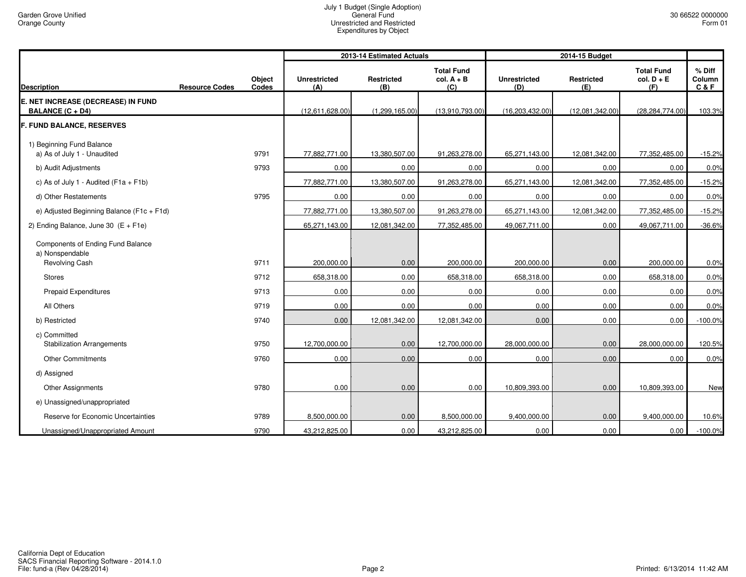Garden Grove Unified
Orange County

July 1 Budget (Single Adoption)
General Fund
Unrestricted and Restricted
Expenditures by Object

30 66522 0000000
Form 01

| Description | Resource Codes | Object Codes | 2013-14 Estimated Actuals Unrestricted (A) | Restricted (B) | Total Fund col. A + B (C) | 2014-15 Budget Unrestricted (D) | Restricted (E) | Total Fund col. D + E (F) | % Diff Column C & F |
|---|---|---|---|---|---|---|---|---|---|
| **E. NET INCREASE (DECREASE) IN FUND BALANCE (C + D4)** | | | (12,611,628.00) | (1,299,165.00) | (13,910,793.00) | (16,203,432.00) | (12,081,342.00) | (28,284,774.00) | 103.3% |
| **F. FUND BALANCE, RESERVES** | | | | | | | | | |
| 1) Beginning Fund Balance | | | | | | | | | |
| a) As of July 1 - Unaudited | | 9791 | 77,882,771.00 | 13,380,507.00 | 91,263,278.00 | 65,271,143.00 | 12,081,342.00 | 77,352,485.00 | -15.2% |
| b) Audit Adjustments | | 9793 | 0.00 | 0.00 | 0.00 | 0.00 | 0.00 | 0.00 | 0.0% |
| c) As of July 1 - Audited (F1a + F1b) | | | 77,882,771.00 | 13,380,507.00 | 91,263,278.00 | 65,271,143.00 | 12,081,342.00 | 77,352,485.00 | -15.2% |
| d) Other Restatements | | 9795 | 0.00 | 0.00 | 0.00 | 0.00 | 0.00 | 0.00 | 0.0% |
| e) Adjusted Beginning Balance (F1c + F1d) | | | 77,882,771.00 | 13,380,507.00 | 91,263,278.00 | 65,271,143.00 | 12,081,342.00 | 77,352,485.00 | -15.2% |
| 2) Ending Balance, June 30 (E + F1e) | | | 65,271,143.00 | 12,081,342.00 | 77,352,485.00 | 49,067,711.00 | 0.00 | 49,067,711.00 | -36.6% |
| Components of Ending Fund Balance | | | | | | | | | |
| a) Nonspendable | | | | | | | | | |
| Revolving Cash | | 9711 | 200,000.00 | 0.00 | 200,000.00 | 200,000.00 | 0.00 | 200,000.00 | 0.0% |
| Stores | | 9712 | 658,318.00 | 0.00 | 658,318.00 | 658,318.00 | 0.00 | 658,318.00 | 0.0% |
| Prepaid Expenditures | | 9713 | 0.00 | 0.00 | 0.00 | 0.00 | 0.00 | 0.00 | 0.0% |
| All Others | | 9719 | 0.00 | 0.00 | 0.00 | 0.00 | 0.00 | 0.00 | 0.0% |
| b) Restricted | | 9740 | 0.00 | 12,081,342.00 | 12,081,342.00 | 0.00 | 0.00 | 0.00 | -100.0% |
| c) Committed | | | | | | | | | |
| Stabilization Arrangements | | 9750 | 12,700,000.00 | 0.00 | 12,700,000.00 | 28,000,000.00 | 0.00 | 28,000,000.00 | 120.5% |
| Other Commitments | | 9760 | 0.00 | 0.00 | 0.00 | 0.00 | 0.00 | 0.00 | 0.0% |
| d) Assigned | | | | | | | | | |
| Other Assignments | | 9780 | 0.00 | 0.00 | 0.00 | 10,809,393.00 | 0.00 | 10,809,393.00 | New |
| e) Unassigned/unappropriated | | | | | | | | | |
| Reserve for Economic Uncertainties | | 9789 | 8,500,000.00 | 0.00 | 8,500,000.00 | 9,400,000.00 | 0.00 | 9,400,000.00 | 10.6% |
| Unassigned/Unappropriated Amount | | 9790 | 43,212,825.00 | 0.00 | 43,212,825.00 | 0.00 | 0.00 | 0.00 | -100.0% |

California Dept of Education
SACS Financial Reporting Software - 2014.1.0
File: fund-a (Rev 04/28/2014)

Printed: 6/13/2014 11:42 AM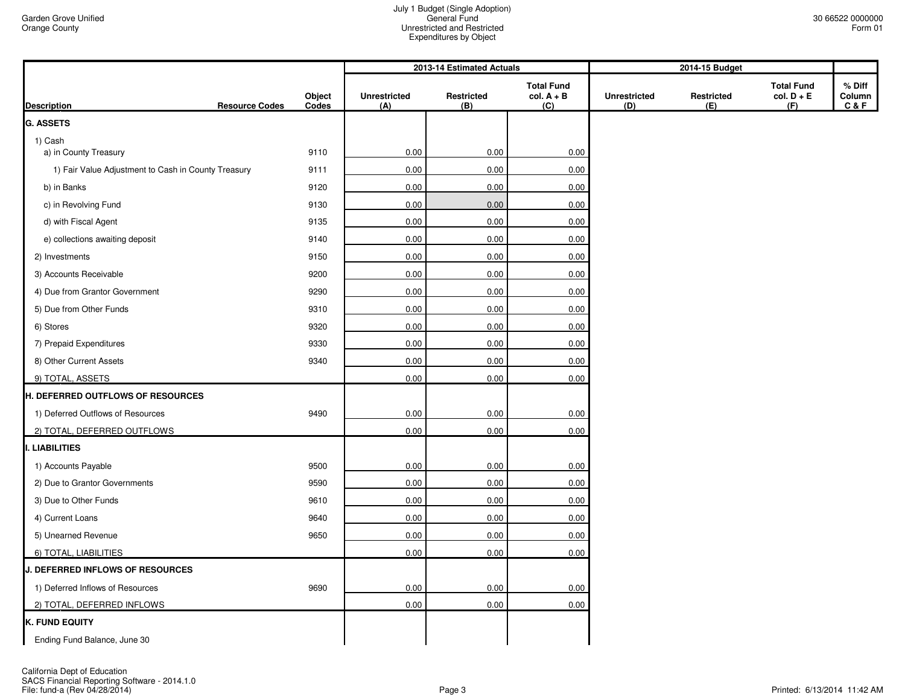Garden Grove Unified
Orange County

July 1 Budget (Single Adoption)
General Fund
Unrestricted and Restricted
Expenditures by Object

30 66522 0000000
Form 01

| Description | Resource Codes | Object Codes | 2013-14 Estimated Actuals Unrestricted (A) | Restricted (B) | Total Fund col. A + B (C) | 2014-15 Budget Unrestricted (D) | Restricted (E) | Total Fund col. D + E (F) | % Diff Column C & F |
|---|---|---|---|---|---|---|---|---|---|
| **G. ASSETS** | | | | | | | | | |
| 1) Cash | | | | | | | | | |
| a) in County Treasury | | 9110 | 0.00 | 0.00 | 0.00 | | | | |
| 1) Fair Value Adjustment to Cash in County Treasury | | 9111 | 0.00 | 0.00 | 0.00 | | | | |
| b) in Banks | | 9120 | 0.00 | 0.00 | 0.00 | | | | |
| c) in Revolving Fund | | 9130 | 0.00 | 0.00 | 0.00 | | | | |
| d) with Fiscal Agent | | 9135 | 0.00 | 0.00 | 0.00 | | | | |
| e) collections awaiting deposit | | 9140 | 0.00 | 0.00 | 0.00 | | | | |
| 2) Investments | | 9150 | 0.00 | 0.00 | 0.00 | | | | |
| 3) Accounts Receivable | | 9200 | 0.00 | 0.00 | 0.00 | | | | |
| 4) Due from Grantor Government | | 9290 | 0.00 | 0.00 | 0.00 | | | | |
| 5) Due from Other Funds | | 9310 | 0.00 | 0.00 | 0.00 | | | | |
| 6) Stores | | 9320 | 0.00 | 0.00 | 0.00 | | | | |
| 7) Prepaid Expenditures | | 9330 | 0.00 | 0.00 | 0.00 | | | | |
| 8) Other Current Assets | | 9340 | 0.00 | 0.00 | 0.00 | | | | |
| 9) TOTAL, ASSETS | | | 0.00 | 0.00 | 0.00 | | | | |
| **H. DEFERRED OUTFLOWS OF RESOURCES** | | | | | | | | | |
| 1) Deferred Outflows of Resources | | 9490 | 0.00 | 0.00 | 0.00 | | | | |
| 2) TOTAL, DEFERRED OUTFLOWS | | | 0.00 | 0.00 | 0.00 | | | | |
| **I. LIABILITIES** | | | | | | | | | |
| 1) Accounts Payable | | 9500 | 0.00 | 0.00 | 0.00 | | | | |
| 2) Due to Grantor Governments | | 9590 | 0.00 | 0.00 | 0.00 | | | | |
| 3) Due to Other Funds | | 9610 | 0.00 | 0.00 | 0.00 | | | | |
| 4) Current Loans | | 9640 | 0.00 | 0.00 | 0.00 | | | | |
| 5) Unearned Revenue | | 9650 | 0.00 | 0.00 | 0.00 | | | | |
| 6) TOTAL, LIABILITIES | | | 0.00 | 0.00 | 0.00 | | | | |
| **J. DEFERRED INFLOWS OF RESOURCES** | | | | | | | | | |
| 1) Deferred Inflows of Resources | | 9690 | 0.00 | 0.00 | 0.00 | | | | |
| 2) TOTAL, DEFERRED INFLOWS | | | 0.00 | 0.00 | 0.00 | | | | |
| **K. FUND EQUITY** | | | | | | | | | |
| Ending Fund Balance, June 30 | | | | | | | | | |

California Dept of Education
SACS Financial Reporting Software - 2014.1.0
File: fund-a (Rev 04/28/2014)

Printed: 6/13/2014 11:42 AM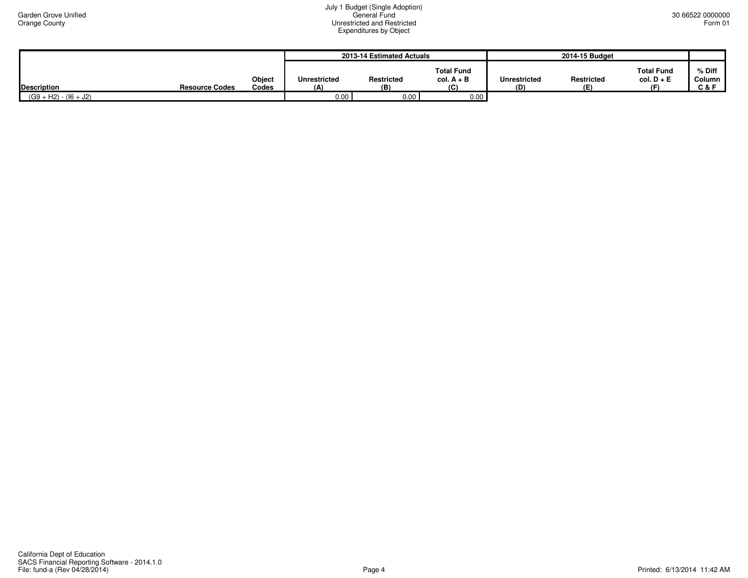| Description | Resource Codes | Object Codes | 2013-14 Estimated Actuals Unrestricted (A) | Restricted (B) | Total Fund col. A + B (C) | 2014-15 Budget Unrestricted (D) | Restricted (E) | Total Fund col. D + E (F) | % Diff Column C & F |
|---|---|---|---|---|---|---|---|---|---|
| (G9 + H2) - (I6 + J2) | | | 0.00 | 0.00 | 0.00 | | | | |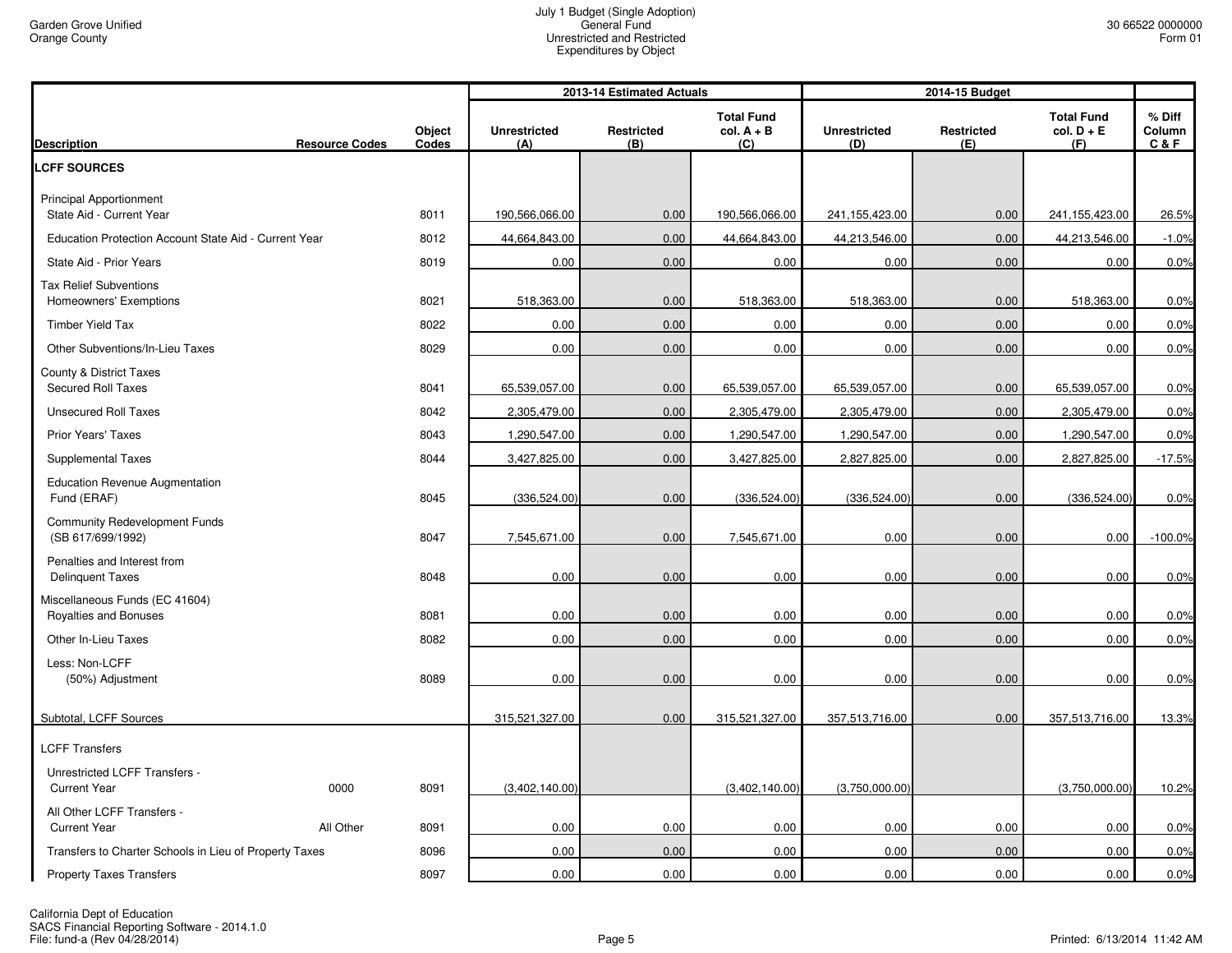Garden Grove Unified
Orange County

July 1 Budget (Single Adoption)
General Fund
Unrestricted and Restricted
Expenditures by Object

30 66522 0000000
Form 01

| Description | Resource Codes | Object Codes | 2013-14 Estimated Actuals Unrestricted (A) | Restricted (B) | Total Fund col. A + B (C) | 2014-15 Budget Unrestricted (D) | Restricted (E) | Total Fund col. D + E (F) | % Diff Column C & F |
|---|---|---|---|---|---|---|---|---|---|
| **LCFF SOURCES** | | | | | | | | | |
| Principal Apportionment | | | | | | | | | |
| State Aid - Current Year | | 8011 | 190,566,066.00 | 0.00 | 190,566,066.00 | 241,155,423.00 | 0.00 | 241,155,423.00 | 26.5% |
| Education Protection Account State Aid - Current Year | | 8012 | 44,664,843.00 | 0.00 | 44,664,843.00 | 44,213,546.00 | 0.00 | 44,213,546.00 | -1.0% |
| State Aid - Prior Years | | 8019 | 0.00 | 0.00 | 0.00 | 0.00 | 0.00 | 0.00 | 0.0% |
| Tax Relief Subventions | | | | | | | | | |
| Homeowners' Exemptions | | 8021 | 518,363.00 | 0.00 | 518,363.00 | 518,363.00 | 0.00 | 518,363.00 | 0.0% |
| Timber Yield Tax | | 8022 | 0.00 | 0.00 | 0.00 | 0.00 | 0.00 | 0.00 | 0.0% |
| Other Subventions/In-Lieu Taxes | | 8029 | 0.00 | 0.00 | 0.00 | 0.00 | 0.00 | 0.00 | 0.0% |
| County & District Taxes | | | | | | | | | |
| Secured Roll Taxes | | 8041 | 65,539,057.00 | 0.00 | 65,539,057.00 | 65,539,057.00 | 0.00 | 65,539,057.00 | 0.0% |
| Unsecured Roll Taxes | | 8042 | 2,305,479.00 | 0.00 | 2,305,479.00 | 2,305,479.00 | 0.00 | 2,305,479.00 | 0.0% |
| Prior Years' Taxes | | 8043 | 1,290,547.00 | 0.00 | 1,290,547.00 | 1,290,547.00 | 0.00 | 1,290,547.00 | 0.0% |
| Supplemental Taxes | | 8044 | 3,427,825.00 | 0.00 | 3,427,825.00 | 2,827,825.00 | 0.00 | 2,827,825.00 | -17.5% |
| Education Revenue Augmentation Fund (ERAF) | | 8045 | (336,524.00) | 0.00 | (336,524.00) | (336,524.00) | 0.00 | (336,524.00) | 0.0% |
| Community Redevelopment Funds (SB 617/699/1992) | | 8047 | 7,545,671.00 | 0.00 | 7,545,671.00 | 0.00 | 0.00 | 0.00 | -100.0% |
| Penalties and Interest from Delinquent Taxes | | 8048 | 0.00 | 0.00 | 0.00 | 0.00 | 0.00 | 0.00 | 0.0% |
| Miscellaneous Funds (EC 41604) | | | | | | | | | |
| Royalties and Bonuses | | 8081 | 0.00 | 0.00 | 0.00 | 0.00 | 0.00 | 0.00 | 0.0% |
| Other In-Lieu Taxes | | 8082 | 0.00 | 0.00 | 0.00 | 0.00 | 0.00 | 0.00 | 0.0% |
| Less: Non-LCFF (50%) Adjustment | | 8089 | 0.00 | 0.00 | 0.00 | 0.00 | 0.00 | 0.00 | 0.0% |
| Subtotal, LCFF Sources | | | 315,521,327.00 | 0.00 | 315,521,327.00 | 357,513,716.00 | 0.00 | 357,513,716.00 | 13.3% |
| LCFF Transfers | | | | | | | | | |
| Unrestricted LCFF Transfers - Current Year | 0000 | 8091 | (3,402,140.00) | | (3,402,140.00) | (3,750,000.00) | | (3,750,000.00) | 10.2% |
| All Other LCFF Transfers - Current Year | All Other | 8091 | 0.00 | 0.00 | 0.00 | 0.00 | 0.00 | 0.00 | 0.0% |
| Transfers to Charter Schools in Lieu of Property Taxes | | 8096 | 0.00 | 0.00 | 0.00 | 0.00 | 0.00 | 0.00 | 0.0% |
| Property Taxes Transfers | | 8097 | 0.00 | 0.00 | 0.00 | 0.00 | 0.00 | 0.00 | 0.0% |

California Dept of Education
SACS Financial Reporting Software - 2014.1.0
File: fund-a (Rev 04/28/2014)

Printed: 6/13/2014 11:42 AM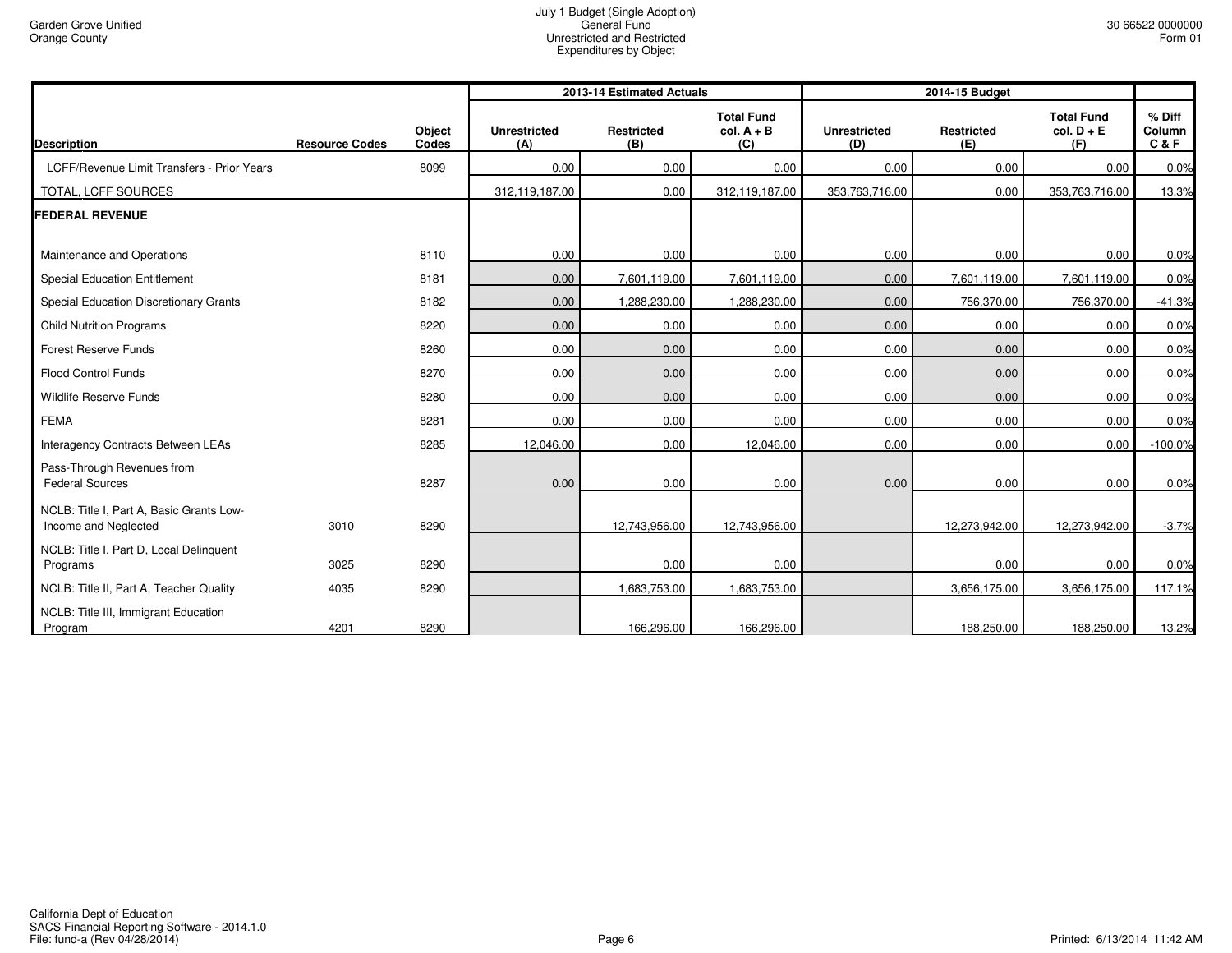Garden Grove Unified
Orange County

July 1 Budget (Single Adoption)
General Fund
Unrestricted and Restricted
Expenditures by Object

30 66522 0000000
Form 01

| Description | Resource Codes | Object Codes | 2013-14 Estimated Actuals Unrestricted (A) | 2013-14 Estimated Actuals Restricted (B) | 2013-14 Estimated Actuals Total Fund col. A + B (C) | 2014-15 Budget Unrestricted (D) | 2014-15 Budget Restricted (E) | 2014-15 Budget Total Fund col. D + E (F) | % Diff Column C & F |
|---|---|---|---|---|---|---|---|---|---|
| LCFF/Revenue Limit Transfers - Prior Years | | 8099 | 0.00 | 0.00 | 0.00 | 0.00 | 0.00 | 0.00 | 0.0% |
| TOTAL, LCFF SOURCES | | | 312,119,187.00 | 0.00 | 312,119,187.00 | 353,763,716.00 | 0.00 | 353,763,716.00 | 13.3% |
| **FEDERAL REVENUE** | | | | | | | | | |
| Maintenance and Operations | | 8110 | 0.00 | 0.00 | 0.00 | 0.00 | 0.00 | 0.00 | 0.0% |
| Special Education Entitlement | | 8181 | 0.00 | 7,601,119.00 | 7,601,119.00 | 0.00 | 7,601,119.00 | 7,601,119.00 | 0.0% |
| Special Education Discretionary Grants | | 8182 | 0.00 | 1,288,230.00 | 1,288,230.00 | 0.00 | 756,370.00 | 756,370.00 | -41.3% |
| Child Nutrition Programs | | 8220 | 0.00 | 0.00 | 0.00 | 0.00 | 0.00 | 0.00 | 0.0% |
| Forest Reserve Funds | | 8260 | 0.00 | 0.00 | 0.00 | 0.00 | 0.00 | 0.00 | 0.0% |
| Flood Control Funds | | 8270 | 0.00 | 0.00 | 0.00 | 0.00 | 0.00 | 0.00 | 0.0% |
| Wildlife Reserve Funds | | 8280 | 0.00 | 0.00 | 0.00 | 0.00 | 0.00 | 0.00 | 0.0% |
| FEMA | | 8281 | 0.00 | 0.00 | 0.00 | 0.00 | 0.00 | 0.00 | 0.0% |
| Interagency Contracts Between LEAs | | 8285 | 12,046.00 | 0.00 | 12,046.00 | 0.00 | 0.00 | 0.00 | -100.0% |
| Pass-Through Revenues from Federal Sources | | 8287 | 0.00 | 0.00 | 0.00 | 0.00 | 0.00 | 0.00 | 0.0% |
| NCLB: Title I, Part A, Basic Grants Low-Income and Neglected | 3010 | 8290 | | 12,743,956.00 | 12,743,956.00 | | 12,273,942.00 | 12,273,942.00 | -3.7% |
| NCLB: Title I, Part D, Local Delinquent Programs | 3025 | 8290 | | 0.00 | 0.00 | | 0.00 | 0.00 | 0.0% |
| NCLB: Title II, Part A, Teacher Quality | 4035 | 8290 | | 1,683,753.00 | 1,683,753.00 | | 3,656,175.00 | 3,656,175.00 | 117.1% |
| NCLB: Title III, Immigrant Education Program | 4201 | 8290 | | 166,296.00 | 166,296.00 | | 188,250.00 | 188,250.00 | 13.2% |

California Dept of Education
SACS Financial Reporting Software - 2014.1.0
File: fund-a (Rev 04/28/2014)

Printed: 6/13/2014 11:42 AM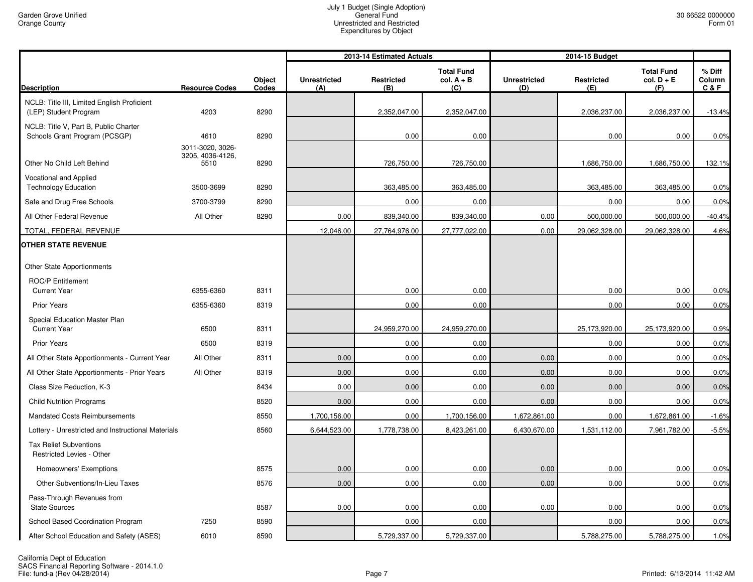Garden Grove Unified
Orange County

July 1 Budget (Single Adoption)
General Fund
Unrestricted and Restricted
Expenditures by Object

30 66522 0000000
Form 01

| Description | Resource Codes | Object Codes | 2013-14 Estimated Actuals Unrestricted (A) | Restricted (B) | Total Fund col. A + B (C) | 2014-15 Budget Unrestricted (D) | Restricted (E) | Total Fund col. D + E (F) | % Diff Column C & F |
|---|---|---|---|---|---|---|---|---|---|
| NCLB: Title III, Limited English Proficient (LEP) Student Program | 4203 | 8290 | | 2,352,047.00 | 2,352,047.00 | | 2,036,237.00 | 2,036,237.00 | -13.4% |
| NCLB: Title V, Part B, Public Charter Schools Grant Program (PCSGP) | 4610 | 8290 | | 0.00 | 0.00 | | 0.00 | 0.00 | 0.0% |
| Other No Child Left Behind | 3011-3020, 3026-3205, 4036-4126, 5510 | 8290 | | 726,750.00 | 726,750.00 | | 1,686,750.00 | 1,686,750.00 | 132.1% |
| Vocational and Applied Technology Education | 3500-3699 | 8290 | | 363,485.00 | 363,485.00 | | 363,485.00 | 363,485.00 | 0.0% |
| Safe and Drug Free Schools | 3700-3799 | 8290 | | 0.00 | 0.00 | | 0.00 | 0.00 | 0.0% |
| All Other Federal Revenue | All Other | 8290 | 0.00 | 839,340.00 | 839,340.00 | 0.00 | 500,000.00 | 500,000.00 | -40.4% |
| TOTAL, FEDERAL REVENUE | | | 12,046.00 | 27,764,976.00 | 27,777,022.00 | 0.00 | 29,062,328.00 | 29,062,328.00 | 4.6% |
| **OTHER STATE REVENUE** | | | | | | | | | |
| Other State Apportionments | | | | | | | | | |
| ROC/P Entitlement Current Year | 6355-6360 | 8311 | | 0.00 | 0.00 | | 0.00 | 0.00 | 0.0% |
| Prior Years | 6355-6360 | 8319 | | 0.00 | 0.00 | | 0.00 | 0.00 | 0.0% |
| Special Education Master Plan Current Year | 6500 | 8311 | | 24,959,270.00 | 24,959,270.00 | | 25,173,920.00 | 25,173,920.00 | 0.9% |
| Prior Years | 6500 | 8319 | | 0.00 | 0.00 | | 0.00 | 0.00 | 0.0% |
| All Other State Apportionments - Current Year | All Other | 8311 | 0.00 | 0.00 | 0.00 | 0.00 | 0.00 | 0.00 | 0.0% |
| All Other State Apportionments - Prior Years | All Other | 8319 | 0.00 | 0.00 | 0.00 | 0.00 | 0.00 | 0.00 | 0.0% |
| Class Size Reduction, K-3 | | 8434 | 0.00 | 0.00 | 0.00 | 0.00 | 0.00 | 0.00 | 0.0% |
| Child Nutrition Programs | | 8520 | 0.00 | 0.00 | 0.00 | 0.00 | 0.00 | 0.00 | 0.0% |
| Mandated Costs Reimbursements | | 8550 | 1,700,156.00 | 0.00 | 1,700,156.00 | 1,672,861.00 | 0.00 | 1,672,861.00 | -1.6% |
| Lottery - Unrestricted and Instructional Materials | | 8560 | 6,644,523.00 | 1,778,738.00 | 8,423,261.00 | 6,430,670.00 | 1,531,112.00 | 7,961,782.00 | -5.5% |
| Tax Relief Subventions Restricted Levies - Other | | | | | | | | | |
| Homeowners' Exemptions | | 8575 | 0.00 | 0.00 | 0.00 | 0.00 | 0.00 | 0.00 | 0.0% |
| Other Subventions/In-Lieu Taxes | | 8576 | 0.00 | 0.00 | 0.00 | 0.00 | 0.00 | 0.00 | 0.0% |
| Pass-Through Revenues from State Sources | | 8587 | 0.00 | 0.00 | 0.00 | 0.00 | 0.00 | 0.00 | 0.0% |
| School Based Coordination Program | 7250 | 8590 | | 0.00 | 0.00 | | 0.00 | 0.00 | 0.0% |
| After School Education and Safety (ASES) | 6010 | 8590 | | 5,729,337.00 | 5,729,337.00 | | 5,788,275.00 | 5,788,275.00 | 1.0% |

California Dept of Education
SACS Financial Reporting Software - 2014.1.0
File: fund-a (Rev 04/28/2014)

Printed: 6/13/2014 11:42 AM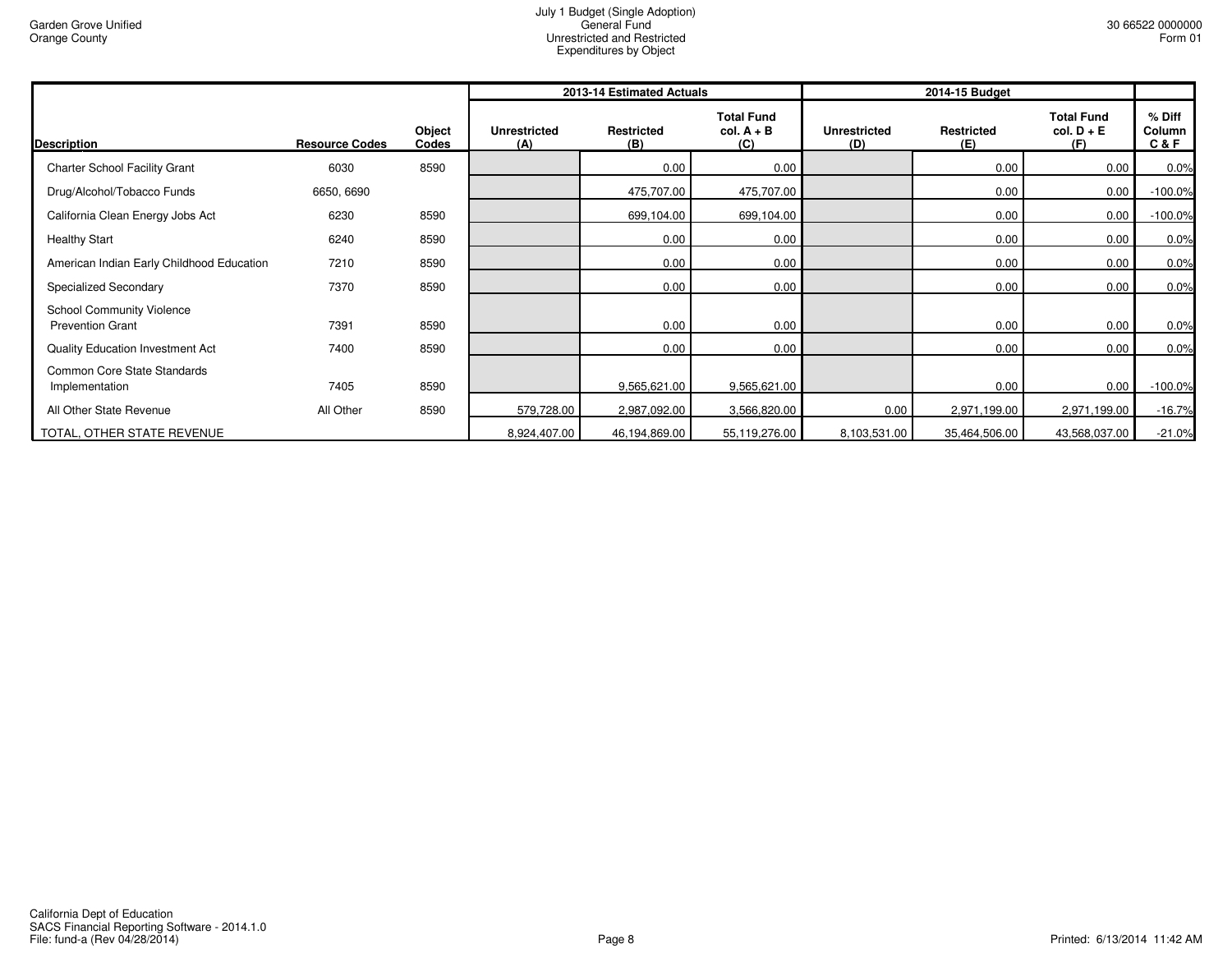| Description | Resource Codes | Object Codes | 2013-14 Estimated Actuals Unrestricted (A) | Restricted (B) | Total Fund col. A + B (C) | 2014-15 Budget Unrestricted (D) | Restricted (E) | Total Fund col. D + E (F) | % Diff Column C & F |
|---|---|---|---|---|---|---|---|---|---|
| Charter School Facility Grant | 6030 | 8590 | | 0.00 | 0.00 | | 0.00 | 0.00 | 0.0% |
| Drug/Alcohol/Tobacco Funds | 6650, 6690 | | | 475,707.00 | 475,707.00 | | 0.00 | 0.00 | -100.0% |
| California Clean Energy Jobs Act | 6230 | 8590 | | 699,104.00 | 699,104.00 | | 0.00 | 0.00 | -100.0% |
| Healthy Start | 6240 | 8590 | | 0.00 | 0.00 | | 0.00 | 0.00 | 0.0% |
| American Indian Early Childhood Education | 7210 | 8590 | | 0.00 | 0.00 | | 0.00 | 0.00 | 0.0% |
| Specialized Secondary | 7370 | 8590 | | 0.00 | 0.00 | | 0.00 | 0.00 | 0.0% |
| School Community Violence Prevention Grant | 7391 | 8590 | | 0.00 | 0.00 | | 0.00 | 0.00 | 0.0% |
| Quality Education Investment Act | 7400 | 8590 | | 0.00 | 0.00 | | 0.00 | 0.00 | 0.0% |
| Common Core State Standards Implementation | 7405 | 8590 | | 9,565,621.00 | 9,565,621.00 | | 0.00 | 0.00 | -100.0% |
| All Other State Revenue | All Other | 8590 | 579,728.00 | 2,987,092.00 | 3,566,820.00 | 0.00 | 2,971,199.00 | 2,971,199.00 | -16.7% |
| TOTAL, OTHER STATE REVENUE | | | 8,924,407.00 | 46,194,869.00 | 55,119,276.00 | 8,103,531.00 | 35,464,506.00 | 43,568,037.00 | -21.0% |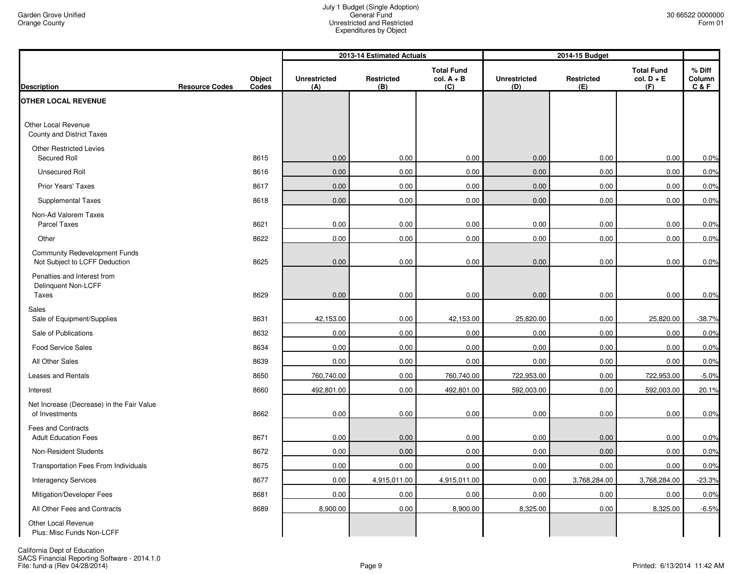Garden Grove Unified
Orange County

July 1 Budget (Single Adoption)
General Fund
Unrestricted and Restricted
Expenditures by Object

30 66522 0000000
Form 01

| Description | Resource Codes | Object Codes | 2013-14 Estimated Actuals Unrestricted (A) | Restricted (B) | Total Fund col. A + B (C) | 2014-15 Budget Unrestricted (D) | Restricted (E) | Total Fund col. D + E (F) | % Diff Column C & F |
|---|---|---|---|---|---|---|---|---|---|
| **OTHER LOCAL REVENUE** | | | | | | | | | |
| Other Local Revenue | | | | | | | | | |
| County and District Taxes | | | | | | | | | |
| Other Restricted Levies | | | | | | | | | |
| Secured Roll | | 8615 | 0.00 | 0.00 | 0.00 | 0.00 | 0.00 | 0.00 | 0.0% |
| Unsecured Roll | | 8616 | 0.00 | 0.00 | 0.00 | 0.00 | 0.00 | 0.00 | 0.0% |
| Prior Years' Taxes | | 8617 | 0.00 | 0.00 | 0.00 | 0.00 | 0.00 | 0.00 | 0.0% |
| Supplemental Taxes | | 8618 | 0.00 | 0.00 | 0.00 | 0.00 | 0.00 | 0.00 | 0.0% |
| Non-Ad Valorem Taxes | | | | | | | | | |
| Parcel Taxes | | 8621 | 0.00 | 0.00 | 0.00 | 0.00 | 0.00 | 0.00 | 0.0% |
| Other | | 8622 | 0.00 | 0.00 | 0.00 | 0.00 | 0.00 | 0.00 | 0.0% |
| Community Redevelopment Funds Not Subject to LCFF Deduction | | 8625 | 0.00 | 0.00 | 0.00 | 0.00 | 0.00 | 0.00 | 0.0% |
| Penalties and Interest from Delinquent Non-LCFF Taxes | | 8629 | 0.00 | 0.00 | 0.00 | 0.00 | 0.00 | 0.00 | 0.0% |
| Sales | | | | | | | | | |
| Sale of Equipment/Supplies | | 8631 | 42,153.00 | 0.00 | 42,153.00 | 25,820.00 | 0.00 | 25,820.00 | -38.7% |
| Sale of Publications | | 8632 | 0.00 | 0.00 | 0.00 | 0.00 | 0.00 | 0.00 | 0.0% |
| Food Service Sales | | 8634 | 0.00 | 0.00 | 0.00 | 0.00 | 0.00 | 0.00 | 0.0% |
| All Other Sales | | 8639 | 0.00 | 0.00 | 0.00 | 0.00 | 0.00 | 0.00 | 0.0% |
| Leases and Rentals | | 8650 | 760,740.00 | 0.00 | 760,740.00 | 722,953.00 | 0.00 | 722,953.00 | -5.0% |
| Interest | | 8660 | 492,801.00 | 0.00 | 492,801.00 | 592,003.00 | 0.00 | 592,003.00 | 20.1% |
| Net Increase (Decrease) in the Fair Value of Investments | | 8662 | 0.00 | 0.00 | 0.00 | 0.00 | 0.00 | 0.00 | 0.0% |
| Fees and Contracts | | | | | | | | | |
| Adult Education Fees | | 8671 | 0.00 | 0.00 | 0.00 | 0.00 | 0.00 | 0.00 | 0.0% |
| Non-Resident Students | | 8672 | 0.00 | 0.00 | 0.00 | 0.00 | 0.00 | 0.00 | 0.0% |
| Transportation Fees From Individuals | | 8675 | 0.00 | 0.00 | 0.00 | 0.00 | 0.00 | 0.00 | 0.0% |
| Interagency Services | | 8677 | 0.00 | 4,915,011.00 | 4,915,011.00 | 0.00 | 3,768,284.00 | 3,768,284.00 | -23.3% |
| Mitigation/Developer Fees | | 8681 | 0.00 | 0.00 | 0.00 | 0.00 | 0.00 | 0.00 | 0.0% |
| All Other Fees and Contracts | | 8689 | 8,900.00 | 0.00 | 8,900.00 | 8,325.00 | 0.00 | 8,325.00 | -6.5% |
| Other Local Revenue Plus: Misc Funds Non-LCFF | | | | | | | | | |

California Dept of Education
SACS Financial Reporting Software - 2014.1.0
File: fund-a (Rev 04/28/2014)

Printed: 6/13/2014 11:42 AM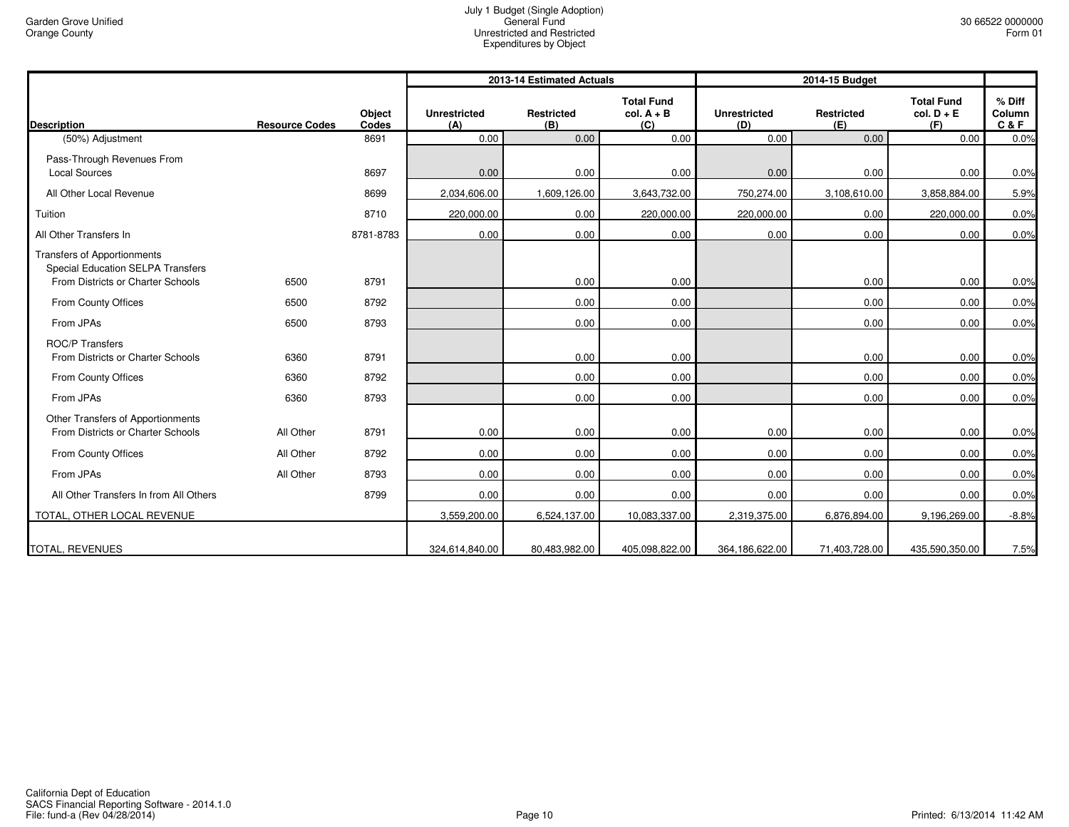Garden Grove Unified
Orange County

July 1 Budget (Single Adoption)
General Fund
Unrestricted and Restricted
Expenditures by Object

30 66522 0000000
Form 01

| Description | Resource Codes | Object Codes | 2013-14 Estimated Actuals Unrestricted (A) | Restricted (B) | Total Fund col. A + B (C) | 2014-15 Budget Unrestricted (D) | Restricted (E) | Total Fund col. D + E (F) | % Diff Column C & F |
|---|---|---|---|---|---|---|---|---|---|
| (50%) Adjustment | | 8691 | 0.00 | 0.00 | 0.00 | 0.00 | 0.00 | 0.00 | 0.0% |
| Pass-Through Revenues From Local Sources | | 8697 | 0.00 | 0.00 | 0.00 | 0.00 | 0.00 | 0.00 | 0.0% |
| All Other Local Revenue | | 8699 | 2,034,606.00 | 1,609,126.00 | 3,643,732.00 | 750,274.00 | 3,108,610.00 | 3,858,884.00 | 5.9% |
| Tuition | | 8710 | 220,000.00 | 0.00 | 220,000.00 | 220,000.00 | 0.00 | 220,000.00 | 0.0% |
| All Other Transfers In | | 8781-8783 | 0.00 | 0.00 | 0.00 | 0.00 | 0.00 | 0.00 | 0.0% |
| Transfers of Apportionments | | | | | | | | | |
| Special Education SELPA Transfers | | | | | | | | | |
| From Districts or Charter Schools | 6500 | 8791 | | 0.00 | 0.00 | | 0.00 | 0.00 | 0.0% |
| From County Offices | 6500 | 8792 | | 0.00 | 0.00 | | 0.00 | 0.00 | 0.0% |
| From JPAs | 6500 | 8793 | | 0.00 | 0.00 | | 0.00 | 0.00 | 0.0% |
| ROC/P Transfers | | | | | | | | | |
| From Districts or Charter Schools | 6360 | 8791 | | 0.00 | 0.00 | | 0.00 | 0.00 | 0.0% |
| From County Offices | 6360 | 8792 | | 0.00 | 0.00 | | 0.00 | 0.00 | 0.0% |
| From JPAs | 6360 | 8793 | | 0.00 | 0.00 | | 0.00 | 0.00 | 0.0% |
| Other Transfers of Apportionments | | | | | | | | | |
| From Districts or Charter Schools | All Other | 8791 | 0.00 | 0.00 | 0.00 | 0.00 | 0.00 | 0.00 | 0.0% |
| From County Offices | All Other | 8792 | 0.00 | 0.00 | 0.00 | 0.00 | 0.00 | 0.00 | 0.0% |
| From JPAs | All Other | 8793 | 0.00 | 0.00 | 0.00 | 0.00 | 0.00 | 0.00 | 0.0% |
| All Other Transfers In from All Others | | 8799 | 0.00 | 0.00 | 0.00 | 0.00 | 0.00 | 0.00 | 0.0% |
| TOTAL, OTHER LOCAL REVENUE | | | 3,559,200.00 | 6,524,137.00 | 10,083,337.00 | 2,319,375.00 | 6,876,894.00 | 9,196,269.00 | -8.8% |
| TOTAL, REVENUES | | | 324,614,840.00 | 80,483,982.00 | 405,098,822.00 | 364,186,622.00 | 71,403,728.00 | 435,590,350.00 | 7.5% |

California Dept of Education
SACS Financial Reporting Software - 2014.1.0
File: fund-a (Rev 04/28/2014)

Printed: 6/13/2014 11:42 AM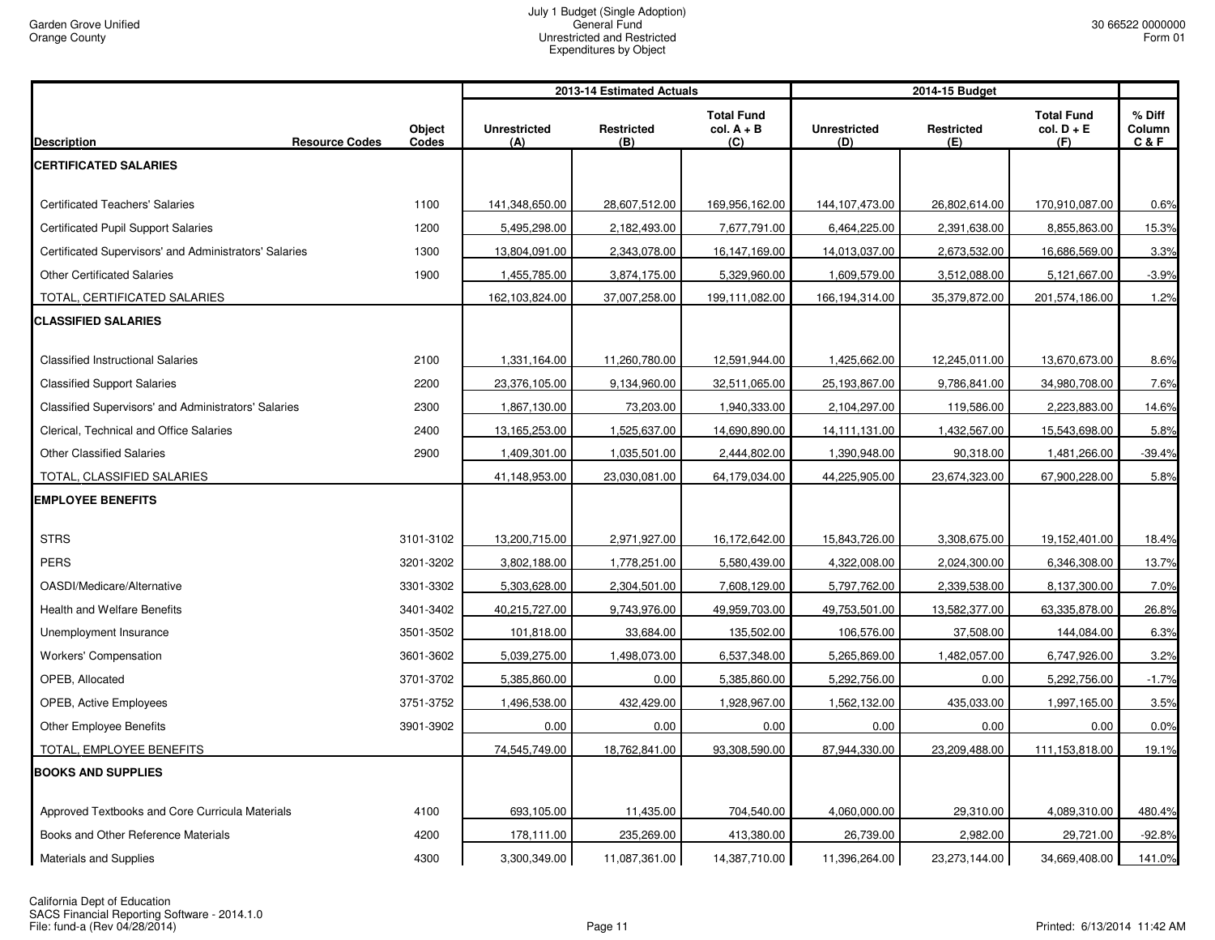Garden Grove Unified
Orange County

July 1 Budget (Single Adoption)
General Fund
Unrestricted and Restricted
Expenditures by Object

30 66522 0000000
Form 01

| Description | Resource Codes | Object Codes | 2013-14 Estimated Actuals Unrestricted (A) | 2013-14 Estimated Actuals Restricted (B) | 2013-14 Estimated Actuals Total Fund col. A + B (C) | 2014-15 Budget Unrestricted (D) | 2014-15 Budget Restricted (E) | 2014-15 Budget Total Fund col. D + E (F) | % Diff Column C & F |
|---|---|---|---|---|---|---|---|---|---|
| **CERTIFICATED SALARIES** | | | | | | | | | |
| Certificated Teachers' Salaries | | 1100 | 141,348,650.00 | 28,607,512.00 | 169,956,162.00 | 144,107,473.00 | 26,802,614.00 | 170,910,087.00 | 0.6% |
| Certificated Pupil Support Salaries | | 1200 | 5,495,298.00 | 2,182,493.00 | 7,677,791.00 | 6,464,225.00 | 2,391,638.00 | 8,855,863.00 | 15.3% |
| Certificated Supervisors' and Administrators' Salaries | | 1300 | 13,804,091.00 | 2,343,078.00 | 16,147,169.00 | 14,013,037.00 | 2,673,532.00 | 16,686,569.00 | 3.3% |
| Other Certificated Salaries | | 1900 | 1,455,785.00 | 3,874,175.00 | 5,329,960.00 | 1,609,579.00 | 3,512,088.00 | 5,121,667.00 | -3.9% |
| TOTAL, CERTIFICATED SALARIES | | | 162,103,824.00 | 37,007,258.00 | 199,111,082.00 | 166,194,314.00 | 35,379,872.00 | 201,574,186.00 | 1.2% |
| **CLASSIFIED SALARIES** | | | | | | | | | |
| Classified Instructional Salaries | | 2100 | 1,331,164.00 | 11,260,780.00 | 12,591,944.00 | 1,425,662.00 | 12,245,011.00 | 13,670,673.00 | 8.6% |
| Classified Support Salaries | | 2200 | 23,376,105.00 | 9,134,960.00 | 32,511,065.00 | 25,193,867.00 | 9,786,841.00 | 34,980,708.00 | 7.6% |
| Classified Supervisors' and Administrators' Salaries | | 2300 | 1,867,130.00 | 73,203.00 | 1,940,333.00 | 2,104,297.00 | 119,586.00 | 2,223,883.00 | 14.6% |
| Clerical, Technical and Office Salaries | | 2400 | 13,165,253.00 | 1,525,637.00 | 14,690,890.00 | 14,111,131.00 | 1,432,567.00 | 15,543,698.00 | 5.8% |
| Other Classified Salaries | | 2900 | 1,409,301.00 | 1,035,501.00 | 2,444,802.00 | 1,390,948.00 | 90,318.00 | 1,481,266.00 | -39.4% |
| TOTAL, CLASSIFIED SALARIES | | | 41,148,953.00 | 23,030,081.00 | 64,179,034.00 | 44,225,905.00 | 23,674,323.00 | 67,900,228.00 | 5.8% |
| **EMPLOYEE BENEFITS** | | | | | | | | | |
| STRS | | 3101-3102 | 13,200,715.00 | 2,971,927.00 | 16,172,642.00 | 15,843,726.00 | 3,308,675.00 | 19,152,401.00 | 18.4% |
| PERS | | 3201-3202 | 3,802,188.00 | 1,778,251.00 | 5,580,439.00 | 4,322,008.00 | 2,024,300.00 | 6,346,308.00 | 13.7% |
| OASDI/Medicare/Alternative | | 3301-3302 | 5,303,628.00 | 2,304,501.00 | 7,608,129.00 | 5,797,762.00 | 2,339,538.00 | 8,137,300.00 | 7.0% |
| Health and Welfare Benefits | | 3401-3402 | 40,215,727.00 | 9,743,976.00 | 49,959,703.00 | 49,753,501.00 | 13,582,377.00 | 63,335,878.00 | 26.8% |
| Unemployment Insurance | | 3501-3502 | 101,818.00 | 33,684.00 | 135,502.00 | 106,576.00 | 37,508.00 | 144,084.00 | 6.3% |
| Workers' Compensation | | 3601-3602 | 5,039,275.00 | 1,498,073.00 | 6,537,348.00 | 5,265,869.00 | 1,482,057.00 | 6,747,926.00 | 3.2% |
| OPEB, Allocated | | 3701-3702 | 5,385,860.00 | 0.00 | 5,385,860.00 | 5,292,756.00 | 0.00 | 5,292,756.00 | -1.7% |
| OPEB, Active Employees | | 3751-3752 | 1,496,538.00 | 432,429.00 | 1,928,967.00 | 1,562,132.00 | 435,033.00 | 1,997,165.00 | 3.5% |
| Other Employee Benefits | | 3901-3902 | 0.00 | 0.00 | 0.00 | 0.00 | 0.00 | 0.00 | 0.0% |
| TOTAL, EMPLOYEE BENEFITS | | | 74,545,749.00 | 18,762,841.00 | 93,308,590.00 | 87,944,330.00 | 23,209,488.00 | 111,153,818.00 | 19.1% |
| **BOOKS AND SUPPLIES** | | | | | | | | | |
| Approved Textbooks and Core Curricula Materials | | 4100 | 693,105.00 | 11,435.00 | 704,540.00 | 4,060,000.00 | 29,310.00 | 4,089,310.00 | 480.4% |
| Books and Other Reference Materials | | 4200 | 178,111.00 | 235,269.00 | 413,380.00 | 26,739.00 | 2,982.00 | 29,721.00 | -92.8% |
| Materials and Supplies | | 4300 | 3,300,349.00 | 11,087,361.00 | 14,387,710.00 | 11,396,264.00 | 23,273,144.00 | 34,669,408.00 | 141.0% |

California Dept of Education
SACS Financial Reporting Software - 2014.1.0
File: fund-a (Rev 04/28/2014)

Printed: 6/13/2014 11:42 AM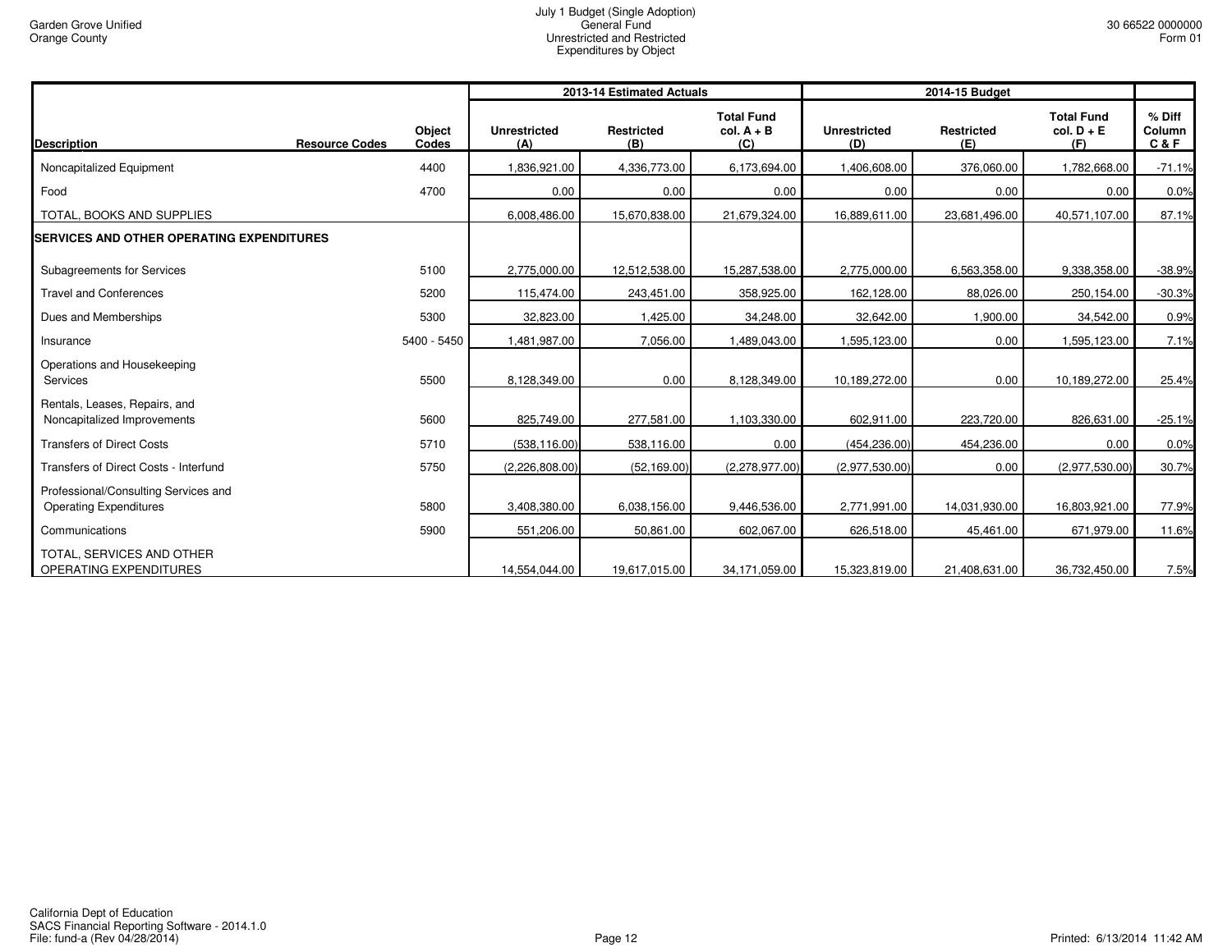Garden Grove Unified
Orange County

July 1 Budget (Single Adoption)
General Fund
Unrestricted and Restricted
Expenditures by Object

30 66522 0000000
Form 01

| Description | Resource Codes | Object Codes | 2013-14 Estimated Actuals Unrestricted (A) | Restricted (B) | Total Fund col. A + B (C) | 2014-15 Budget Unrestricted (D) | Restricted (E) | Total Fund col. D + E (F) | % Diff Column C & F |
|---|---|---|---|---|---|---|---|---|---|
| Noncapitalized Equipment | | 4400 | 1,836,921.00 | 4,336,773.00 | 6,173,694.00 | 1,406,608.00 | 376,060.00 | 1,782,668.00 | -71.1% |
| Food | | 4700 | 0.00 | 0.00 | 0.00 | 0.00 | 0.00 | 0.00 | 0.0% |
| TOTAL, BOOKS AND SUPPLIES | | | 6,008,486.00 | 15,670,838.00 | 21,679,324.00 | 16,889,611.00 | 23,681,496.00 | 40,571,107.00 | 87.1% |
| **SERVICES AND OTHER OPERATING EXPENDITURES** | | | | | | | | | |
| Subagreements for Services | | 5100 | 2,775,000.00 | 12,512,538.00 | 15,287,538.00 | 2,775,000.00 | 6,563,358.00 | 9,338,358.00 | -38.9% |
| Travel and Conferences | | 5200 | 115,474.00 | 243,451.00 | 358,925.00 | 162,128.00 | 88,026.00 | 250,154.00 | -30.3% |
| Dues and Memberships | | 5300 | 32,823.00 | 1,425.00 | 34,248.00 | 32,642.00 | 1,900.00 | 34,542.00 | 0.9% |
| Insurance | | 5400 - 5450 | 1,481,987.00 | 7,056.00 | 1,489,043.00 | 1,595,123.00 | 0.00 | 1,595,123.00 | 7.1% |
| Operations and Housekeeping Services | | 5500 | 8,128,349.00 | 0.00 | 8,128,349.00 | 10,189,272.00 | 0.00 | 10,189,272.00 | 25.4% |
| Rentals, Leases, Repairs, and Noncapitalized Improvements | | 5600 | 825,749.00 | 277,581.00 | 1,103,330.00 | 602,911.00 | 223,720.00 | 826,631.00 | -25.1% |
| Transfers of Direct Costs | | 5710 | (538,116.00) | 538,116.00 | 0.00 | (454,236.00) | 454,236.00 | 0.00 | 0.0% |
| Transfers of Direct Costs - Interfund | | 5750 | (2,226,808.00) | (52,169.00) | (2,278,977.00) | (2,977,530.00) | 0.00 | (2,977,530.00) | 30.7% |
| Professional/Consulting Services and Operating Expenditures | | 5800 | 3,408,380.00 | 6,038,156.00 | 9,446,536.00 | 2,771,991.00 | 14,031,930.00 | 16,803,921.00 | 77.9% |
| Communications | | 5900 | 551,206.00 | 50,861.00 | 602,067.00 | 626,518.00 | 45,461.00 | 671,979.00 | 11.6% |
| TOTAL, SERVICES AND OTHER OPERATING EXPENDITURES | | | 14,554,044.00 | 19,617,015.00 | 34,171,059.00 | 15,323,819.00 | 21,408,631.00 | 36,732,450.00 | 7.5% |

California Dept of Education
SACS Financial Reporting Software - 2014.1.0
File: fund-a (Rev 04/28/2014)

Printed: 6/13/2014 11:42 AM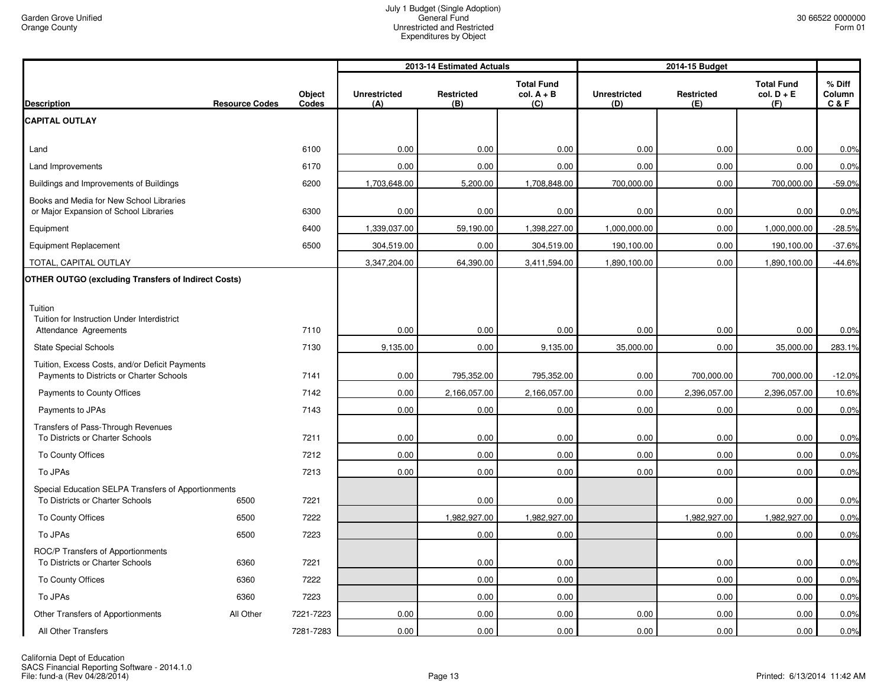Garden Grove Unified
Orange County

July 1 Budget (Single Adoption)
General Fund
Unrestricted and Restricted
Expenditures by Object

30 66522 0000000
Form 01

| Description | Resource Codes | Object Codes | 2013-14 Estimated Actuals Unrestricted (A) | Restricted (B) | Total Fund col. A + B (C) | 2014-15 Budget Unrestricted (D) | Restricted (E) | Total Fund col. D + E (F) | % Diff Column C & F |
|---|---|---|---|---|---|---|---|---|---|
| **CAPITAL OUTLAY** | | | | | | | | | |
| Land | | 6100 | 0.00 | 0.00 | 0.00 | 0.00 | 0.00 | 0.00 | 0.0% |
| Land Improvements | | 6170 | 0.00 | 0.00 | 0.00 | 0.00 | 0.00 | 0.00 | 0.0% |
| Buildings and Improvements of Buildings | | 6200 | 1,703,648.00 | 5,200.00 | 1,708,848.00 | 700,000.00 | 0.00 | 700,000.00 | -59.0% |
| Books and Media for New School Libraries or Major Expansion of School Libraries | | 6300 | 0.00 | 0.00 | 0.00 | 0.00 | 0.00 | 0.00 | 0.0% |
| Equipment | | 6400 | 1,339,037.00 | 59,190.00 | 1,398,227.00 | 1,000,000.00 | 0.00 | 1,000,000.00 | -28.5% |
| Equipment Replacement | | 6500 | 304,519.00 | 0.00 | 304,519.00 | 190,100.00 | 0.00 | 190,100.00 | -37.6% |
| TOTAL, CAPITAL OUTLAY | | | 3,347,204.00 | 64,390.00 | 3,411,594.00 | 1,890,100.00 | 0.00 | 1,890,100.00 | -44.6% |
| **OTHER OUTGO (excluding Transfers of Indirect Costs)** | | | | | | | | | |
| Tuition | | | | | | | | | |
| Tuition for Instruction Under Interdistrict Attendance Agreements | | 7110 | 0.00 | 0.00 | 0.00 | 0.00 | 0.00 | 0.00 | 0.0% |
| State Special Schools | | 7130 | 9,135.00 | 0.00 | 9,135.00 | 35,000.00 | 0.00 | 35,000.00 | 283.1% |
| Tuition, Excess Costs, and/or Deficit Payments | | | | | | | | | |
| Payments to Districts or Charter Schools | | 7141 | 0.00 | 795,352.00 | 795,352.00 | 0.00 | 700,000.00 | 700,000.00 | -12.0% |
| Payments to County Offices | | 7142 | 0.00 | 2,166,057.00 | 2,166,057.00 | 0.00 | 2,396,057.00 | 2,396,057.00 | 10.6% |
| Payments to JPAs | | 7143 | 0.00 | 0.00 | 0.00 | 0.00 | 0.00 | 0.00 | 0.0% |
| Transfers of Pass-Through Revenues | | | | | | | | | |
| To Districts or Charter Schools | | 7211 | 0.00 | 0.00 | 0.00 | 0.00 | 0.00 | 0.00 | 0.0% |
| To County Offices | | 7212 | 0.00 | 0.00 | 0.00 | 0.00 | 0.00 | 0.00 | 0.0% |
| To JPAs | | 7213 | 0.00 | 0.00 | 0.00 | 0.00 | 0.00 | 0.00 | 0.0% |
| Special Education SELPA Transfers of Apportionments | | | | | | | | | |
| To Districts or Charter Schools | 6500 | 7221 | | 0.00 | 0.00 | | 0.00 | 0.00 | 0.0% |
| To County Offices | 6500 | 7222 | | 1,982,927.00 | 1,982,927.00 | | 1,982,927.00 | 1,982,927.00 | 0.0% |
| To JPAs | 6500 | 7223 | | 0.00 | 0.00 | | 0.00 | 0.00 | 0.0% |
| ROC/P Transfers of Apportionments | | | | | | | | | |
| To Districts or Charter Schools | 6360 | 7221 | | 0.00 | 0.00 | | 0.00 | 0.00 | 0.0% |
| To County Offices | 6360 | 7222 | | 0.00 | 0.00 | | 0.00 | 0.00 | 0.0% |
| To JPAs | 6360 | 7223 | | 0.00 | 0.00 | | 0.00 | 0.00 | 0.0% |
| Other Transfers of Apportionments | All Other | 7221-7223 | 0.00 | 0.00 | 0.00 | 0.00 | 0.00 | 0.00 | 0.0% |
| All Other Transfers | | 7281-7283 | 0.00 | 0.00 | 0.00 | 0.00 | 0.00 | 0.00 | 0.0% |

California Dept of Education
SACS Financial Reporting Software - 2014.1.0
File: fund-a (Rev 04/28/2014)

Printed: 6/13/2014 11:42 AM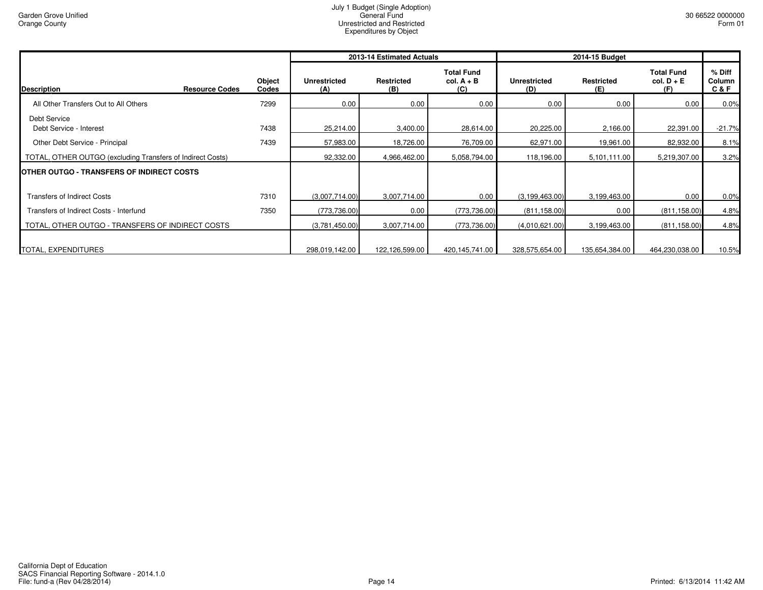Garden Grove Unified
Orange County

July 1 Budget (Single Adoption)
General Fund
Unrestricted and Restricted
Expenditures by Object

30 66522 0000000
Form 01

| Description | Resource Codes | Object Codes | 2013-14 Estimated Actuals | | | 2014-15 Budget | | | |
|---|---|---|---|---|---|---|---|---|---|
| | | | Unrestricted (A) | Restricted (B) | Total Fund col. A + B (C) | Unrestricted (D) | Restricted (E) | Total Fund col. D + E (F) | % Diff Column C & F |
| All Other Transfers Out to All Others | | 7299 | 0.00 | 0.00 | 0.00 | 0.00 | 0.00 | 0.00 | 0.0% |
| Debt Service | | | | | | | | | |
| Debt Service - Interest | | 7438 | 25,214.00 | 3,400.00 | 28,614.00 | 20,225.00 | 2,166.00 | 22,391.00 | -21.7% |
| Other Debt Service - Principal | | 7439 | 57,983.00 | 18,726.00 | 76,709.00 | 62,971.00 | 19,961.00 | 82,932.00 | 8.1% |
| TOTAL, OTHER OUTGO (excluding Transfers of Indirect Costs) | | | 92,332.00 | 4,966,462.00 | 5,058,794.00 | 118,196.00 | 5,101,111.00 | 5,219,307.00 | 3.2% |
| **OTHER OUTGO - TRANSFERS OF INDIRECT COSTS** | | | | | | | | | |
| Transfers of Indirect Costs | | 7310 | (3,007,714.00) | 3,007,714.00 | 0.00 | (3,199,463.00) | 3,199,463.00 | 0.00 | 0.0% |
| Transfers of Indirect Costs - Interfund | | 7350 | (773,736.00) | 0.00 | (773,736.00) | (811,158.00) | 0.00 | (811,158.00) | 4.8% |
| TOTAL, OTHER OUTGO - TRANSFERS OF INDIRECT COSTS | | | (3,781,450.00) | 3,007,714.00 | (773,736.00) | (4,010,621.00) | 3,199,463.00 | (811,158.00) | 4.8% |
| TOTAL, EXPENDITURES | | | 298,019,142.00 | 122,126,599.00 | 420,145,741.00 | 328,575,654.00 | 135,654,384.00 | 464,230,038.00 | 10.5% |

California Dept of Education
SACS Financial Reporting Software - 2014.1.0
File: fund-a (Rev 04/28/2014)

Printed: 6/13/2014 11:42 AM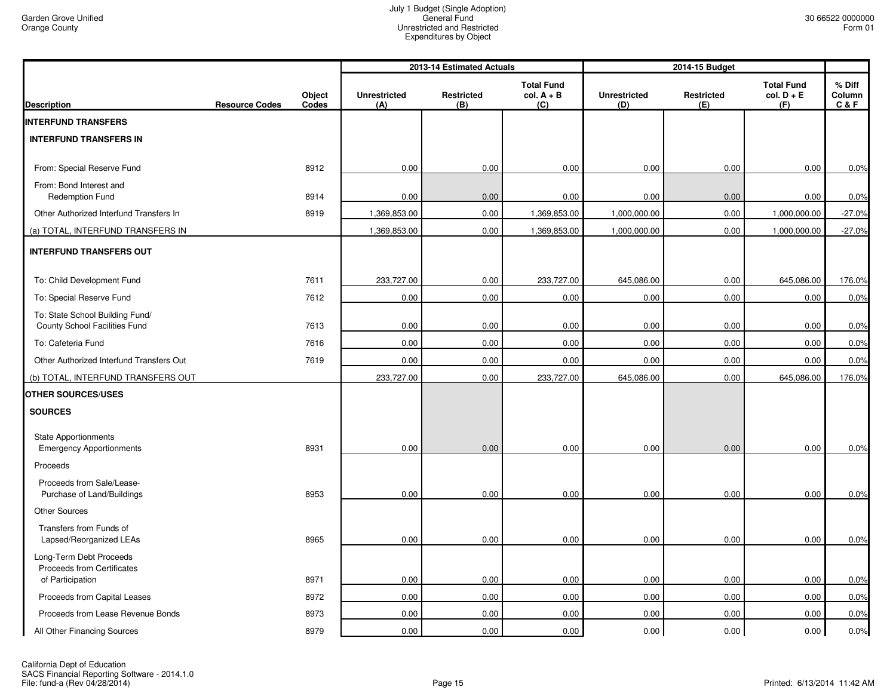Garden Grove Unified
Orange County

July 1 Budget (Single Adoption)
General Fund
Unrestricted and Restricted
Expenditures by Object

30 66522 0000000
Form 01

| Description | Resource Codes | Object Codes | 2013-14 Estimated Actuals Unrestricted (A) | 2013-14 Estimated Actuals Restricted (B) | 2013-14 Estimated Actuals Total Fund col. A + B (C) | 2014-15 Budget Unrestricted (D) | 2014-15 Budget Restricted (E) | 2014-15 Budget Total Fund col. D + E (F) | % Diff Column C & F |
|---|---|---|---|---|---|---|---|---|---|
| **INTERFUND TRANSFERS** | | | | | | | | | |
| **INTERFUND TRANSFERS IN** | | | | | | | | | |
| From: Special Reserve Fund | | 8912 | 0.00 | 0.00 | 0.00 | 0.00 | 0.00 | 0.00 | 0.0% |
| From: Bond Interest and Redemption Fund | | 8914 | 0.00 | 0.00 | 0.00 | 0.00 | 0.00 | 0.00 | 0.0% |
| Other Authorized Interfund Transfers In | | 8919 | 1,369,853.00 | 0.00 | 1,369,853.00 | 1,000,000.00 | 0.00 | 1,000,000.00 | -27.0% |
| (a) TOTAL, INTERFUND TRANSFERS IN | | | 1,369,853.00 | 0.00 | 1,369,853.00 | 1,000,000.00 | 0.00 | 1,000,000.00 | -27.0% |
| **INTERFUND TRANSFERS OUT** | | | | | | | | | |
| To: Child Development Fund | | 7611 | 233,727.00 | 0.00 | 233,727.00 | 645,086.00 | 0.00 | 645,086.00 | 176.0% |
| To: Special Reserve Fund | | 7612 | 0.00 | 0.00 | 0.00 | 0.00 | 0.00 | 0.00 | 0.0% |
| To: State School Building Fund/ County School Facilities Fund | | 7613 | 0.00 | 0.00 | 0.00 | 0.00 | 0.00 | 0.00 | 0.0% |
| To: Cafeteria Fund | | 7616 | 0.00 | 0.00 | 0.00 | 0.00 | 0.00 | 0.00 | 0.0% |
| Other Authorized Interfund Transfers Out | | 7619 | 0.00 | 0.00 | 0.00 | 0.00 | 0.00 | 0.00 | 0.0% |
| (b) TOTAL, INTERFUND TRANSFERS OUT | | | 233,727.00 | 0.00 | 233,727.00 | 645,086.00 | 0.00 | 645,086.00 | 176.0% |
| **OTHER SOURCES/USES** | | | | | | | | | |
| **SOURCES** | | | | | | | | | |
| State Apportionments Emergency Apportionments | | 8931 | 0.00 | 0.00 | 0.00 | 0.00 | 0.00 | 0.00 | 0.0% |
| Proceeds | | | | | | | | | |
| Proceeds from Sale/Lease-Purchase of Land/Buildings | | 8953 | 0.00 | 0.00 | 0.00 | 0.00 | 0.00 | 0.00 | 0.0% |
| Other Sources | | | | | | | | | |
| Transfers from Funds of Lapsed/Reorganized LEAs | | 8965 | 0.00 | 0.00 | 0.00 | 0.00 | 0.00 | 0.00 | 0.0% |
| Long-Term Debt Proceeds Proceeds from Certificates of Participation | | 8971 | 0.00 | 0.00 | 0.00 | 0.00 | 0.00 | 0.00 | 0.0% |
| Proceeds from Capital Leases | | 8972 | 0.00 | 0.00 | 0.00 | 0.00 | 0.00 | 0.00 | 0.0% |
| Proceeds from Lease Revenue Bonds | | 8973 | 0.00 | 0.00 | 0.00 | 0.00 | 0.00 | 0.00 | 0.0% |
| All Other Financing Sources | | 8979 | 0.00 | 0.00 | 0.00 | 0.00 | 0.00 | 0.00 | 0.0% |

California Dept of Education
SACS Financial Reporting Software - 2014.1.0
File: fund-a (Rev 04/28/2014)

Printed: 6/13/2014 11:42 AM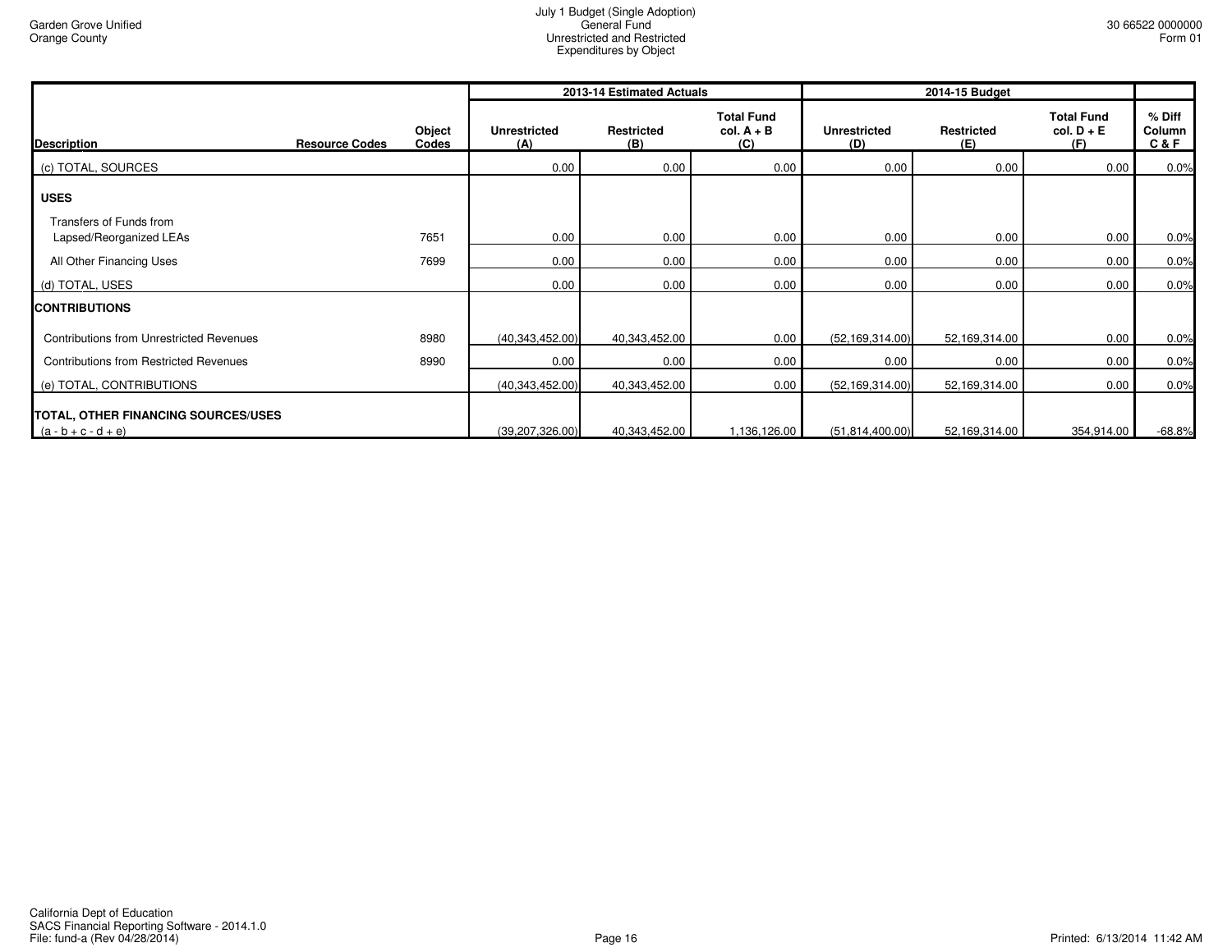| Description | Resource Codes | Object Codes | 2013-14 Estimated Actuals Unrestricted (A) | Restricted (B) | Total Fund col. A + B (C) | 2014-15 Budget Unrestricted (D) | Restricted (E) | Total Fund col. D + E (F) | % Diff Column C & F |
|---|---|---|---|---|---|---|---|---|---|
| (c) TOTAL, SOURCES | | | 0.00 | 0.00 | 0.00 | 0.00 | 0.00 | 0.00 | 0.0% |
| **USES** | | | | | | | | | |
| Transfers of Funds from Lapsed/Reorganized LEAs | | 7651 | 0.00 | 0.00 | 0.00 | 0.00 | 0.00 | 0.00 | 0.0% |
| All Other Financing Uses | | 7699 | 0.00 | 0.00 | 0.00 | 0.00 | 0.00 | 0.00 | 0.0% |
| (d) TOTAL, USES | | | 0.00 | 0.00 | 0.00 | 0.00 | 0.00 | 0.00 | 0.0% |
| **CONTRIBUTIONS** | | | | | | | | | |
| Contributions from Unrestricted Revenues | | 8980 | (40,343,452.00) | 40,343,452.00 | 0.00 | (52,169,314.00) | 52,169,314.00 | 0.00 | 0.0% |
| Contributions from Restricted Revenues | | 8990 | 0.00 | 0.00 | 0.00 | 0.00 | 0.00 | 0.00 | 0.0% |
| (e) TOTAL, CONTRIBUTIONS | | | (40,343,452.00) | 40,343,452.00 | 0.00 | (52,169,314.00) | 52,169,314.00 | 0.00 | 0.0% |
| **TOTAL, OTHER FINANCING SOURCES/USES** (a - b + c - d + e) | | | (39,207,326.00) | 40,343,452.00 | 1,136,126.00 | (51,814,400.00) | 52,169,314.00 | 354,914.00 | -68.8% |